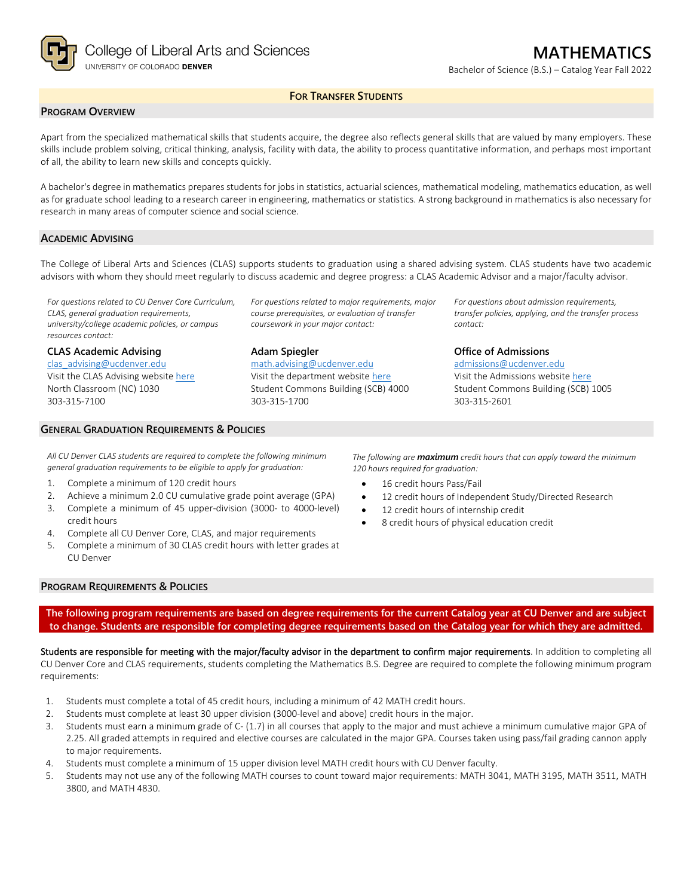College of Liberal Arts and Sciences
UNIVERSITY OF COLORADO **DENVER**

# MATHEMATICS

Bachelor of Science (B.S.) – Catalog Year Fall 2022

**FOR TRANSFER STUDENTS**

## PROGRAM OVERVIEW

Apart from the specialized mathematical skills that students acquire, the degree also reflects general skills that are valued by many employers. These skills include problem solving, critical thinking, analysis, facility with data, the ability to process quantitative information, and perhaps most important of all, the ability to learn new skills and concepts quickly.

A bachelor's degree in mathematics prepares students for jobs in statistics, actuarial sciences, mathematical modeling, mathematics education, as well as for graduate school leading to a research career in engineering, mathematics or statistics. A strong background in mathematics is also necessary for research in many areas of computer science and social science.

## ACADEMIC ADVISING

The College of Liberal Arts and Sciences (CLAS) supports students to graduation using a shared advising system. CLAS students have two academic advisors with whom they should meet regularly to discuss academic and degree progress: a CLAS Academic Advisor and a major/faculty advisor.

*For questions related to CU Denver Core Curriculum, CLAS, general graduation requirements, university/college academic policies, or campus resources contact:*

**CLAS Academic Advising**
clas_advising@ucdenver.edu
Visit the CLAS Advising website here
North Classroom (NC) 1030
303-315-7100

*For questions related to major requirements, major course prerequisites, or evaluation of transfer coursework in your major contact:*

**Adam Spiegler**
math.advising@ucdenver.edu
Visit the department website here
Student Commons Building (SCB) 4000
303-315-1700

*For questions about admission requirements, transfer policies, applying, and the transfer process contact:*

**Office of Admissions**
admissions@ucdenver.edu
Visit the Admissions website here
Student Commons Building (SCB) 1005
303-315-2601

## GENERAL GRADUATION REQUIREMENTS & POLICIES

*All CU Denver CLAS students are required to complete the following minimum general graduation requirements to be eligible to apply for graduation:*

1. Complete a minimum of 120 credit hours
2. Achieve a minimum 2.0 CU cumulative grade point average (GPA)
3. Complete a minimum of 45 upper-division (3000- to 4000-level) credit hours
4. Complete all CU Denver Core, CLAS, and major requirements
5. Complete a minimum of 30 CLAS credit hours with letter grades at CU Denver

*The following are **maximum** credit hours that can apply toward the minimum 120 hours required for graduation:*

- 16 credit hours Pass/Fail
- 12 credit hours of Independent Study/Directed Research
- 12 credit hours of internship credit
- 8 credit hours of physical education credit

## PROGRAM REQUIREMENTS & POLICIES

**The following program requirements are based on degree requirements for the current Catalog year at CU Denver and are subject to change. Students are responsible for completing degree requirements based on the Catalog year for which they are admitted.**

Students are responsible for meeting with the major/faculty advisor in the department to confirm major requirements. In addition to completing all CU Denver Core and CLAS requirements, students completing the Mathematics B.S. Degree are required to complete the following minimum program requirements:

1. Students must complete a total of 45 credit hours, including a minimum of 42 MATH credit hours.
2. Students must complete at least 30 upper division (3000-level and above) credit hours in the major.
3. Students must earn a minimum grade of C- (1.7) in all courses that apply to the major and must achieve a minimum cumulative major GPA of 2.25. All graded attempts in required and elective courses are calculated in the major GPA. Courses taken using pass/fail grading cannon apply to major requirements.
4. Students must complete a minimum of 15 upper division level MATH credit hours with CU Denver faculty.
5. Students may not use any of the following MATH courses to count toward major requirements: MATH 3041, MATH 3195, MATH 3511, MATH 3800, and MATH 4830.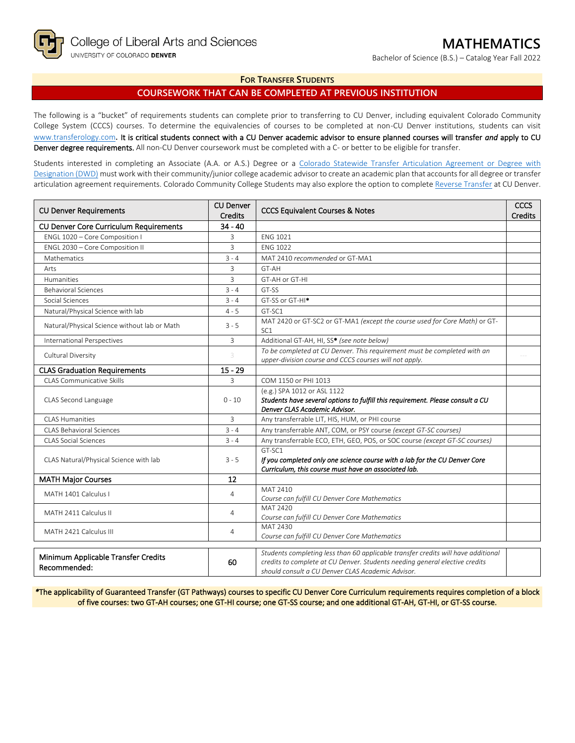College of Liberal Arts and Sciences
UNIVERSITY OF COLORADO DENVER

# MATHEMATICS

Bachelor of Science (B.S.) – Catalog Year Fall 2022

## FOR TRANSFER STUDENTS

## COURSEWORK THAT CAN BE COMPLETED AT PREVIOUS INSTITUTION

The following is a "bucket" of requirements students can complete prior to transferring to CU Denver, including equivalent Colorado Community College System (CCCS) courses. To determine the equivalencies of courses to be completed at non-CU Denver institutions, students can visit www.transferology.com**. It is critical students connect with a CU Denver academic advisor to ensure planned courses will transfer *and* apply to CU Denver degree requirements.** All non-CU Denver coursework must be completed with a C- or better to be eligible for transfer.

Students interested in completing an Associate (A.A. or A.S.) Degree or a Colorado Statewide Transfer Articulation Agreement or Degree with Designation (DWD) must work with their community/junior college academic advisor to create an academic plan that accounts for all degree or transfer articulation agreement requirements. Colorado Community College Students may also explore the option to complete Reverse Transfer at CU Denver.

| CU Denver Requirements | CU Denver Credits | CCCS Equivalent Courses & Notes | CCCS Credits |
|---|---|---|---|
| **CU Denver Core Curriculum Requirements** | **34 - 40** | | |
| ENGL 1020 – Core Composition I | 3 | ENG 1021 | |
| ENGL 2030 – Core Composition II | 3 | ENG 1022 | |
| Mathematics | 3 - 4 | MAT 2410 *recommended* or GT-MA1 | |
| Arts | 3 | GT-AH | |
| Humanities | 3 | GT-AH or GT-HI | |
| Behavioral Sciences | 3 - 4 | GT-SS | |
| Social Sciences | 3 - 4 | GT-SS or GT-HI* | |
| Natural/Physical Science with lab | 4 - 5 | GT-SC1 | |
| Natural/Physical Science without lab or Math | 3 - 5 | MAT 2420 or GT-SC2 or GT-MA1 *(except the course used for Core Math)* or GT-SC1 | |
| International Perspectives | 3 | Additional GT-AH, HI, SS* *(see note below)* | |
| Cultural Diversity | 3 | *To be completed at CU Denver. This requirement must be completed with an upper-division course and CCCS courses will not apply.* | |
| **CLAS Graduation Requirements** | **15 - 29** | | |
| CLAS Communicative Skills | 3 | COM 1150 or PHI 1013 | |
| CLAS Second Language | 0 - 10 | (e.g.) SPA 1012 or ASL 1122<br>***Students have several options to fulfill this requirement. Please consult a CU Denver CLAS Academic Advisor.*** | |
| CLAS Humanities | 3 | Any transferrable LIT, HIS, HUM, or PHI course | |
| CLAS Behavioral Sciences | 3 - 4 | Any transferrable ANT, COM, or PSY course *(except GT-SC courses)* | |
| CLAS Social Sciences | 3 - 4 | Any transferrable ECO, ETH, GEO, POS, or SOC course *(except GT-SC courses)* | |
| CLAS Natural/Physical Science with lab | 3 - 5 | GT-SC1<br>***If you completed only one science course with a lab for the CU Denver Core Curriculum, this course must have an associated lab.*** | |
| **MATH Major Courses** | **12** | | |
| MATH 1401 Calculus I | 4 | MAT 2410<br>*Course can fulfill CU Denver Core Mathematics* | |
| MATH 2411 Calculus II | 4 | MAT 2420<br>*Course can fulfill CU Denver Core Mathematics* | |
| MATH 2421 Calculus III | 4 | MAT 2430<br>*Course can fulfill CU Denver Core Mathematics* | |

| Minimum Applicable Transfer Credits Recommended: | 60 | *Students completing less than 60 applicable transfer credits will have additional credits to complete at CU Denver. Students needing general elective credits should consult a CU Denver CLAS Academic Advisor.* | |
|---|---|---|---|

*The applicability of Guaranteed Transfer (GT Pathways) courses to specific CU Denver Core Curriculum requirements requires completion of a block of five courses: two GT-AH courses; one GT-HI course; one GT-SS course; and one additional GT-AH, GT-HI, or GT-SS course.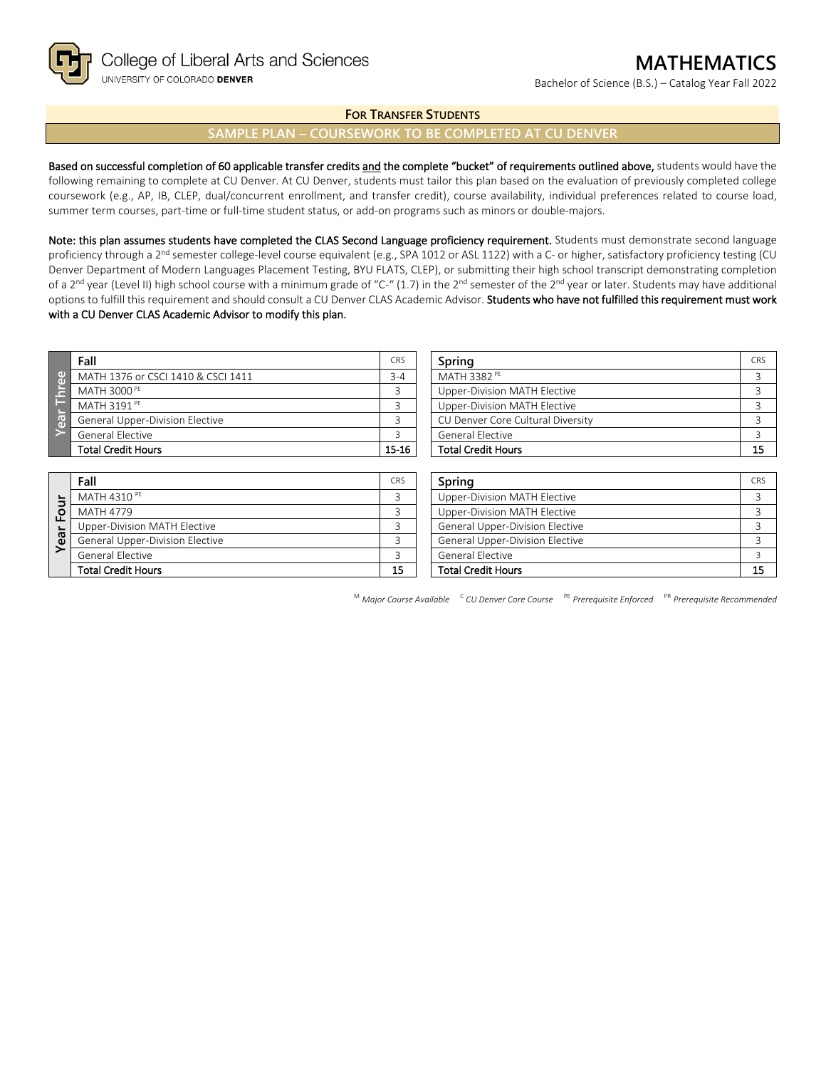## FOR TRANSFER STUDENTS

### SAMPLE PLAN – COURSEWORK TO BE COMPLETED AT CU DENVER

**Based on successful completion of 60 applicable transfer credits and the complete "bucket" of requirements outlined above,** students would have the following remaining to complete at CU Denver. At CU Denver, students must tailor this plan based on the evaluation of previously completed college coursework (e.g., AP, IB, CLEP, dual/concurrent enrollment, and transfer credit), course availability, individual preferences related to course load, summer term courses, part-time or full-time student status, or add-on programs such as minors or double-majors.

**Note: this plan assumes students have completed the CLAS Second Language proficiency requirement.** Students must demonstrate second language proficiency through a 2nd semester college-level course equivalent (e.g., SPA 1012 or ASL 1122) with a C- or higher, satisfactory proficiency testing (CU Denver Department of Modern Languages Placement Testing, BYU FLATS, CLEP), or submitting their high school transcript demonstrating completion of a 2nd year (Level II) high school course with a minimum grade of "C-" (1.7) in the 2nd semester of the 2nd year or later. Students may have additional options to fulfill this requirement and should consult a CU Denver CLAS Academic Advisor. **Students who have not fulfilled this requirement must work with a CU Denver CLAS Academic Advisor to modify this plan.**

**Year Three**

| Fall | CRS | Spring | CRS |
|---|---|---|---|
| MATH 1376 or CSCI 1410 & CSCI 1411 | 3-4 | MATH 3382 PE | 3 |
| MATH 3000 PE | 3 | Upper-Division MATH Elective | 3 |
| MATH 3191 PE | 3 | Upper-Division MATH Elective | 3 |
| General Upper-Division Elective | 3 | CU Denver Core Cultural Diversity | 3 |
| General Elective | 3 | General Elective | 3 |
| **Total Credit Hours** | **15-16** | **Total Credit Hours** | **15** |

**Year Four**

| Fall | CRS | Spring | CRS |
|---|---|---|---|
| MATH 4310 PE | 3 | Upper-Division MATH Elective | 3 |
| MATH 4779 | 3 | Upper-Division MATH Elective | 3 |
| Upper-Division MATH Elective | 3 | General Upper-Division Elective | 3 |
| General Upper-Division Elective | 3 | General Upper-Division Elective | 3 |
| General Elective | 3 | General Elective | 3 |
| **Total Credit Hours** | **15** | **Total Credit Hours** | **15** |

M *Major Course Available* &nbsp; C *CU Denver Core Course* &nbsp; PE *Prerequisite Enforced* &nbsp; PR *Prerequisite Recommended*